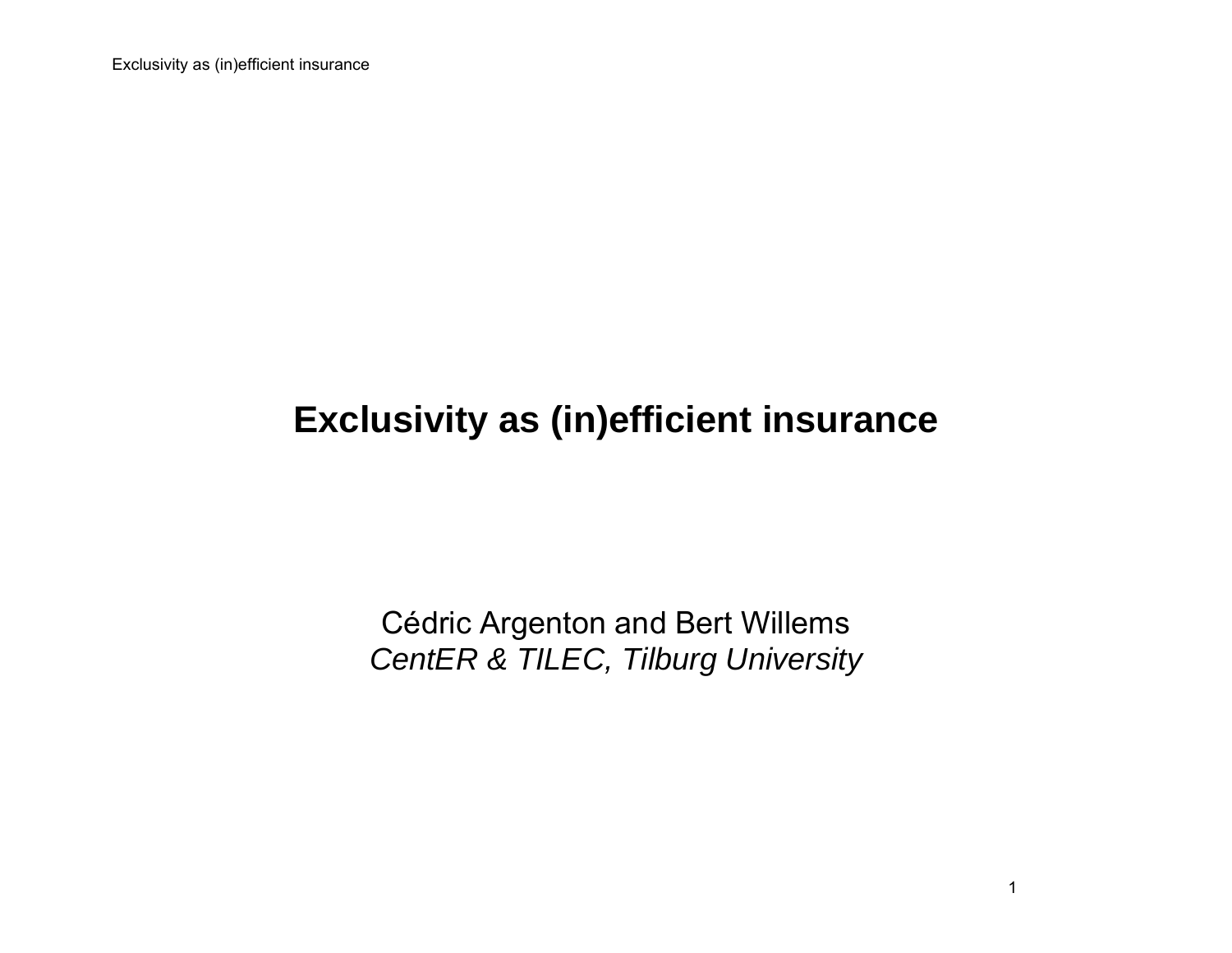# Exclusivity as (in)efficient insurance

Cédric Argenton and Bert Willems
*CentER & TILEC, Tilburg University*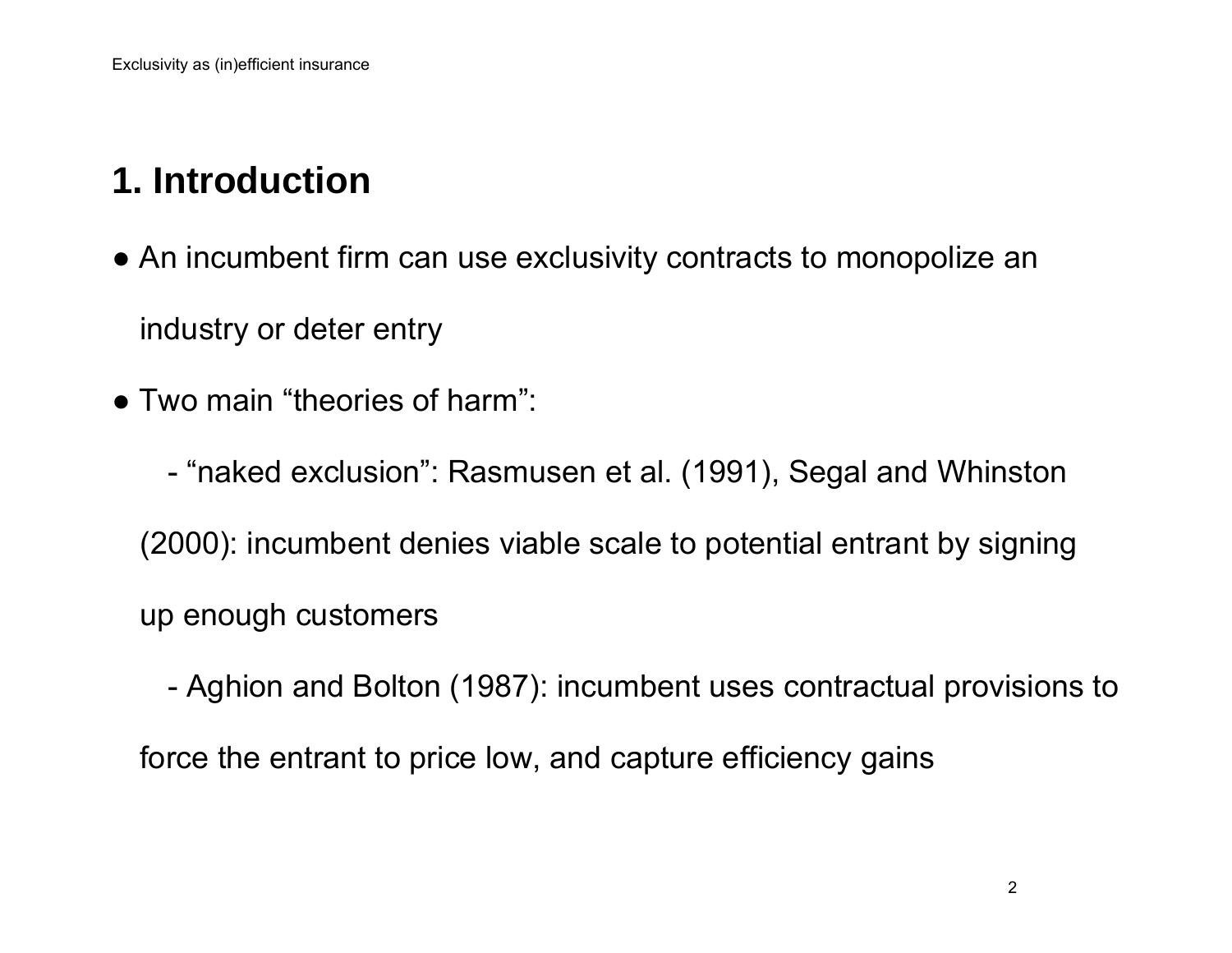## 1. Introduction

- An incumbent firm can use exclusivity contracts to monopolize an industry or deter entry
- Two main "theories of harm":
  - "naked exclusion": Rasmusen et al. (1991), Segal and Whinston (2000): incumbent denies viable scale to potential entrant by signing up enough customers
  - Aghion and Bolton (1987): incumbent uses contractual provisions to force the entrant to price low, and capture efficiency gains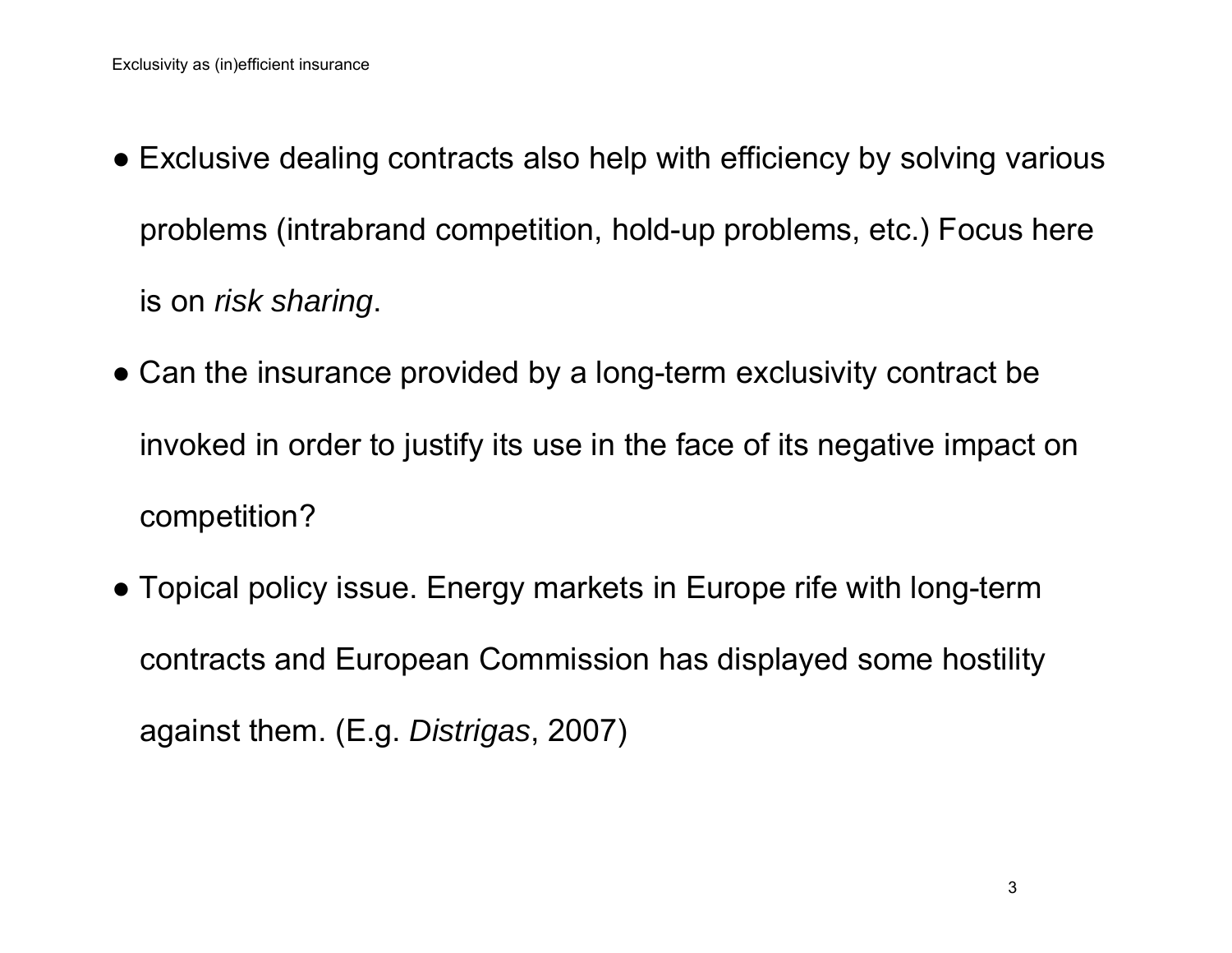- Exclusive dealing contracts also help with efficiency by solving various problems (intrabrand competition, hold-up problems, etc.) Focus here is on *risk sharing*.
- Can the insurance provided by a long-term exclusivity contract be invoked in order to justify its use in the face of its negative impact on competition?
- Topical policy issue. Energy markets in Europe rife with long-term contracts and European Commission has displayed some hostility against them. (E.g. *Distrigas*, 2007)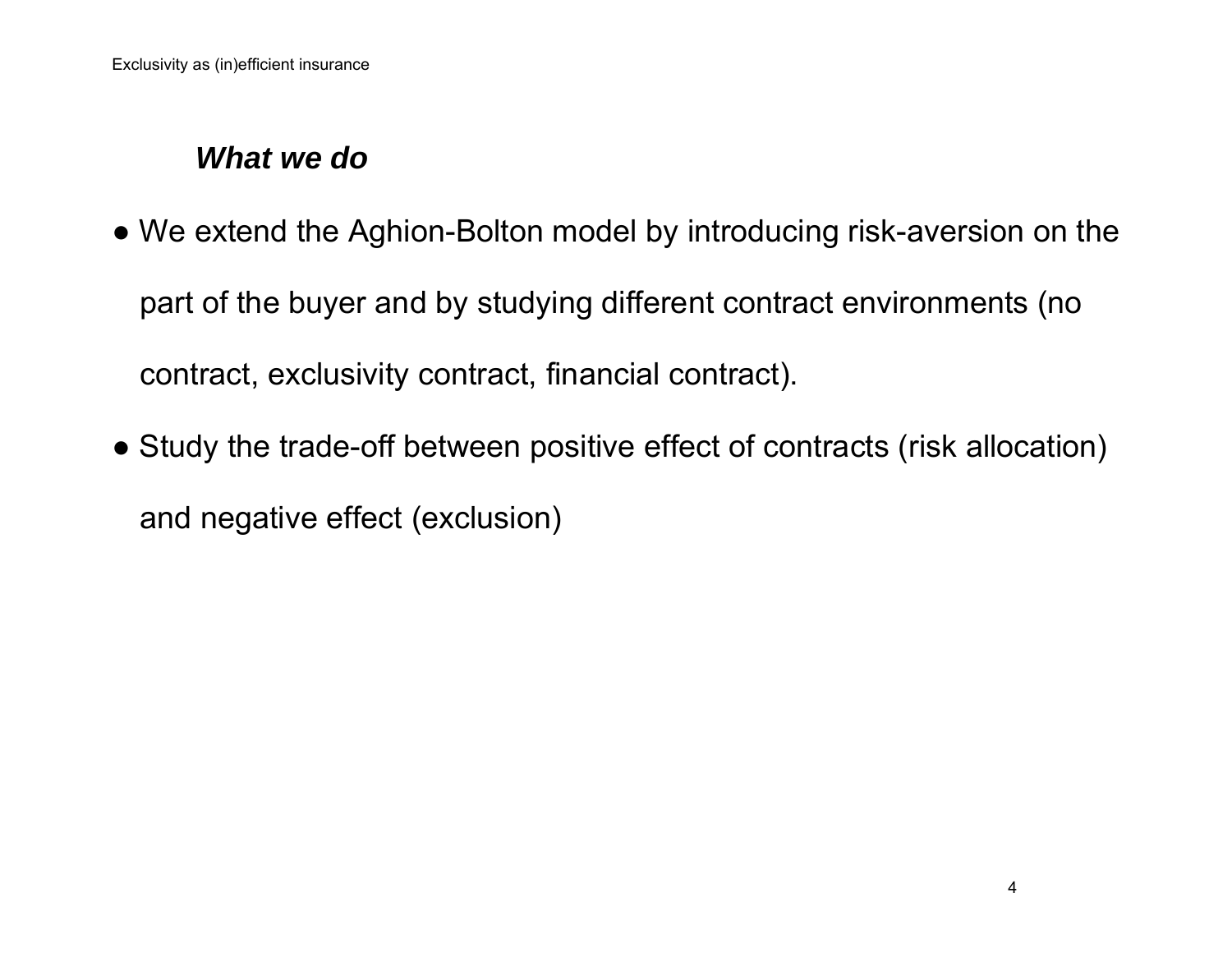## *What we do*

- We extend the Aghion-Bolton model by introducing risk-aversion on the part of the buyer and by studying different contract environments (no contract, exclusivity contract, financial contract).
- Study the trade-off between positive effect of contracts (risk allocation) and negative effect (exclusion)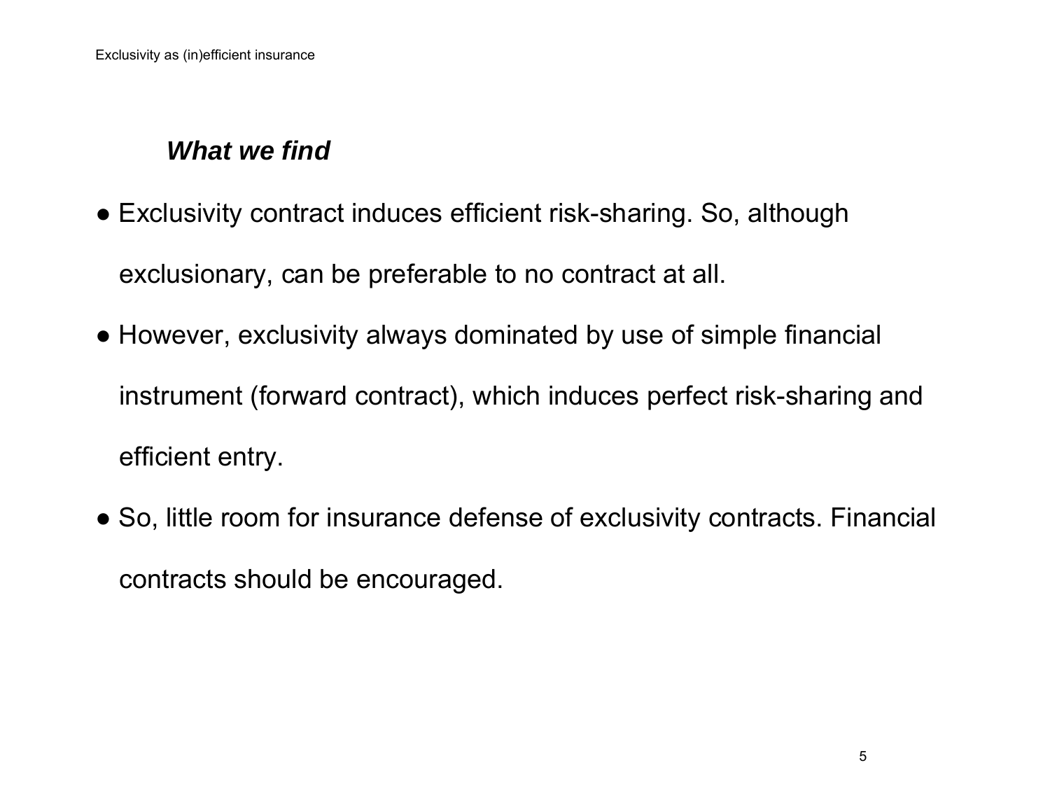### ***What we find***

- Exclusivity contract induces efficient risk-sharing. So, although exclusionary, can be preferable to no contract at all.
- However, exclusivity always dominated by use of simple financial instrument (forward contract), which induces perfect risk-sharing and efficient entry.
- So, little room for insurance defense of exclusivity contracts. Financial contracts should be encouraged.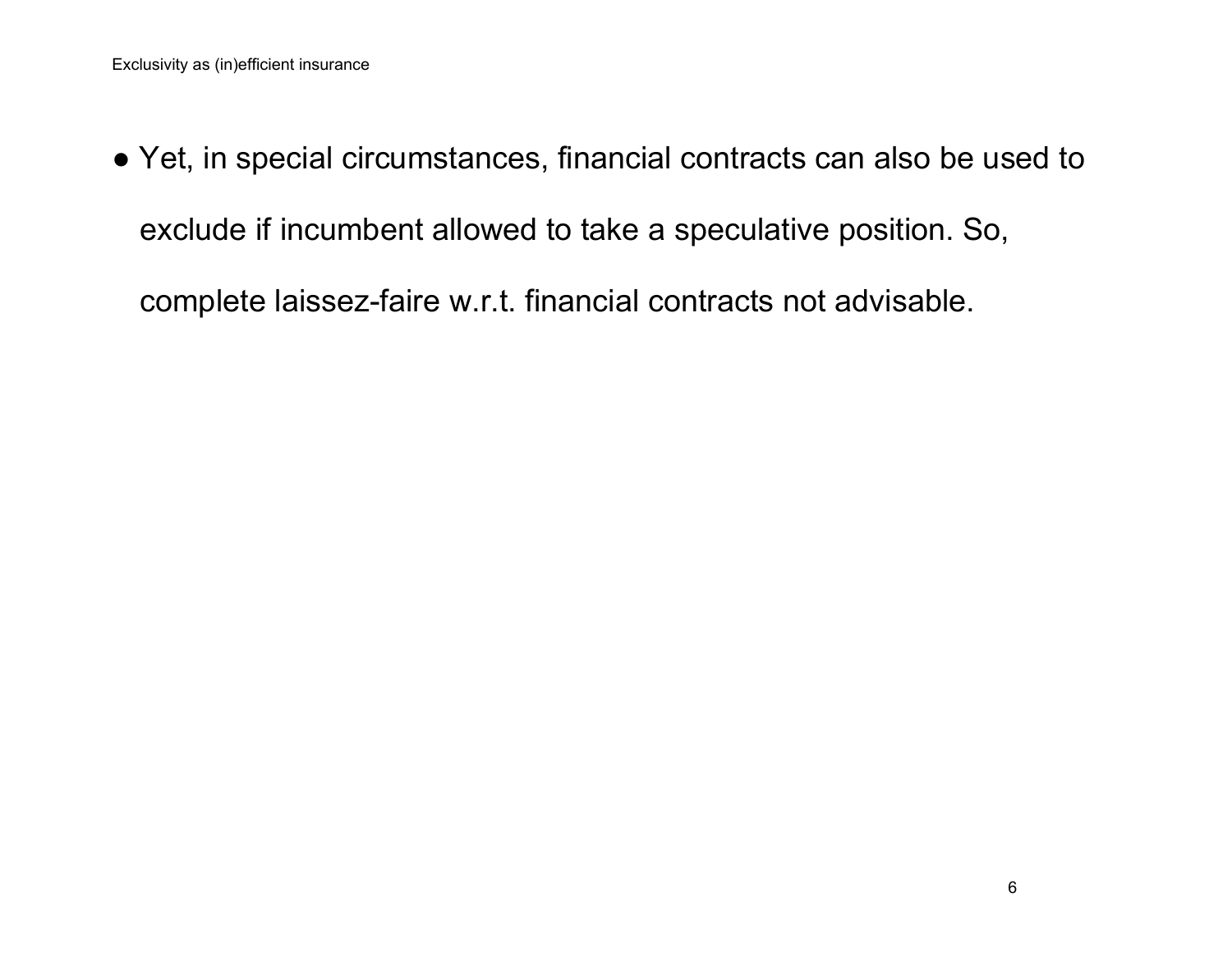- Yet, in special circumstances, financial contracts can also be used to exclude if incumbent allowed to take a speculative position. So, complete laissez-faire w.r.t. financial contracts not advisable.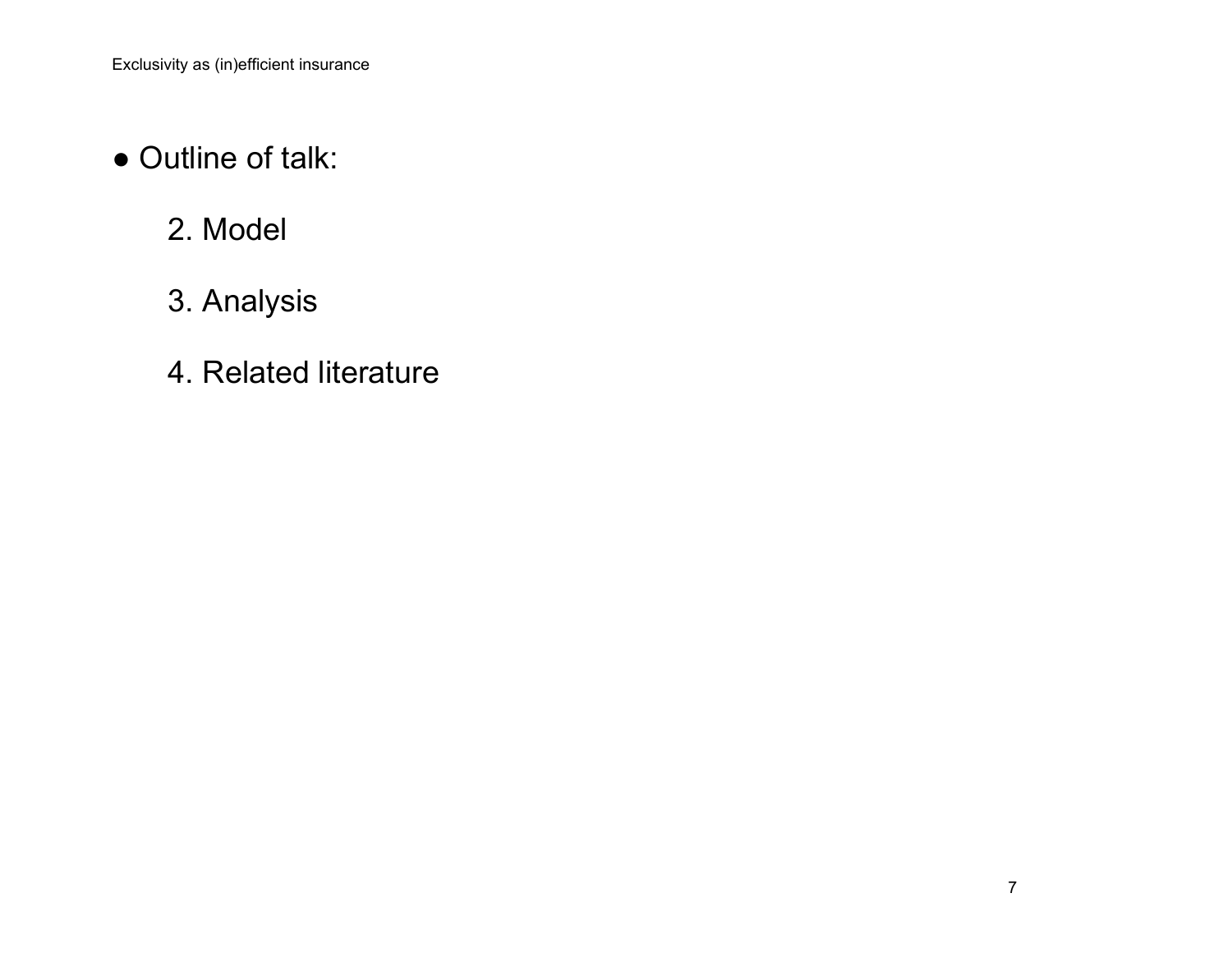- Outline of talk:

  2. Model

  3. Analysis

  4. Related literature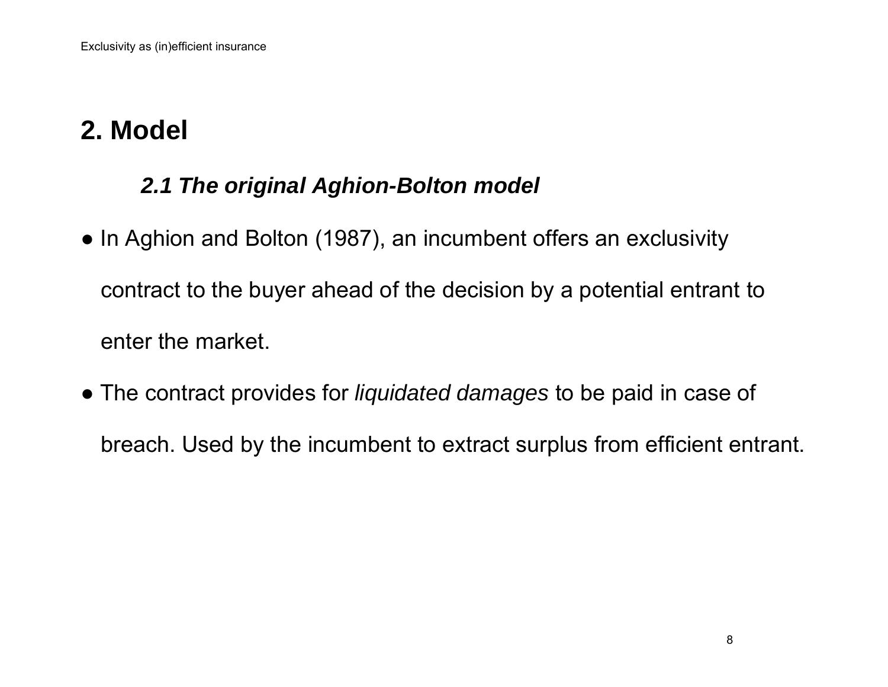## 2. Model

### *2.1 The original Aghion-Bolton model*

- In Aghion and Bolton (1987), an incumbent offers an exclusivity contract to the buyer ahead of the decision by a potential entrant to enter the market.
- The contract provides for *liquidated damages* to be paid in case of breach. Used by the incumbent to extract surplus from efficient entrant.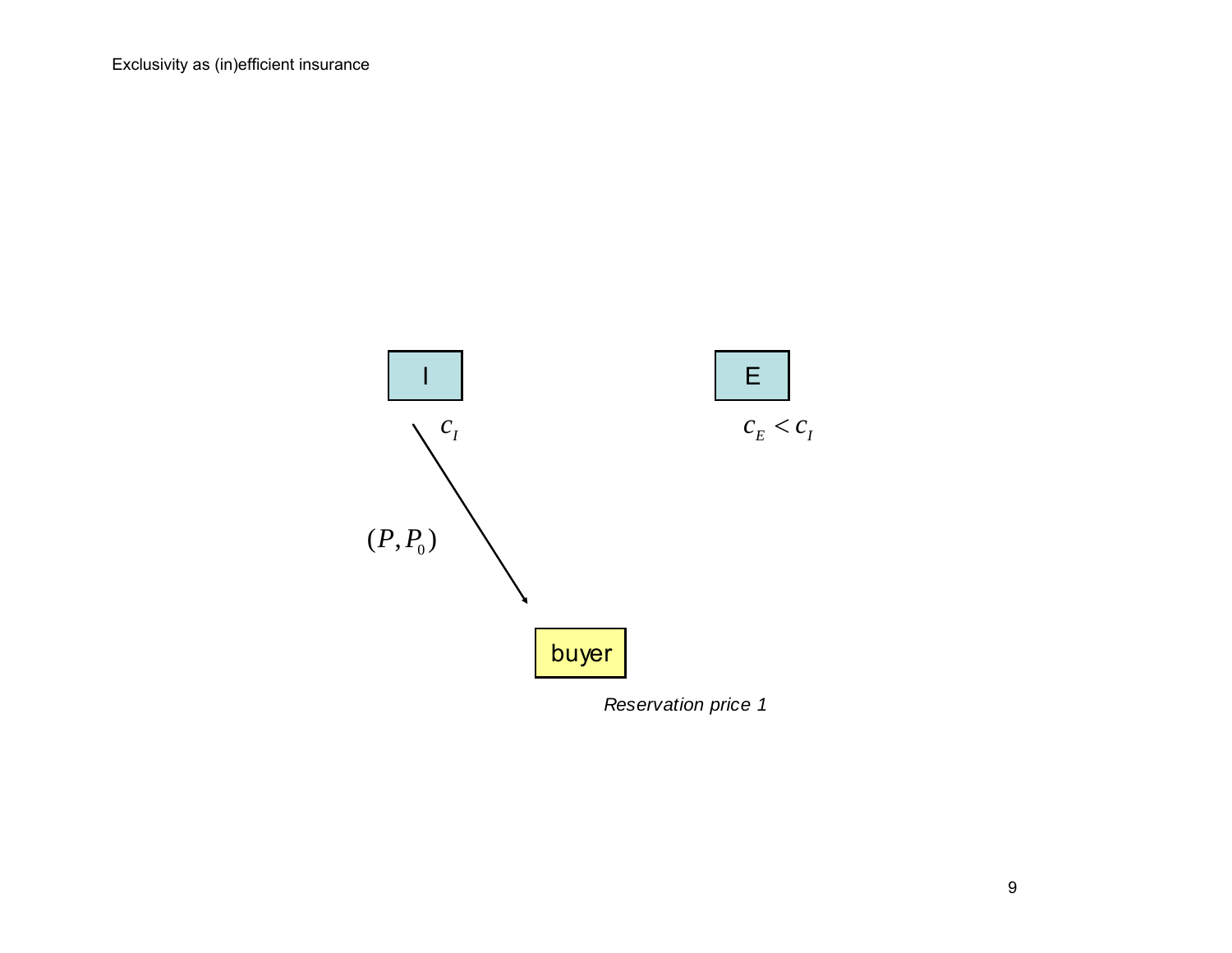Exclusivity as (in)efficient insurance

I

$c_I$

E

$c_E < c_I$

$(P, P_0)$

buyer

*Reservation price 1*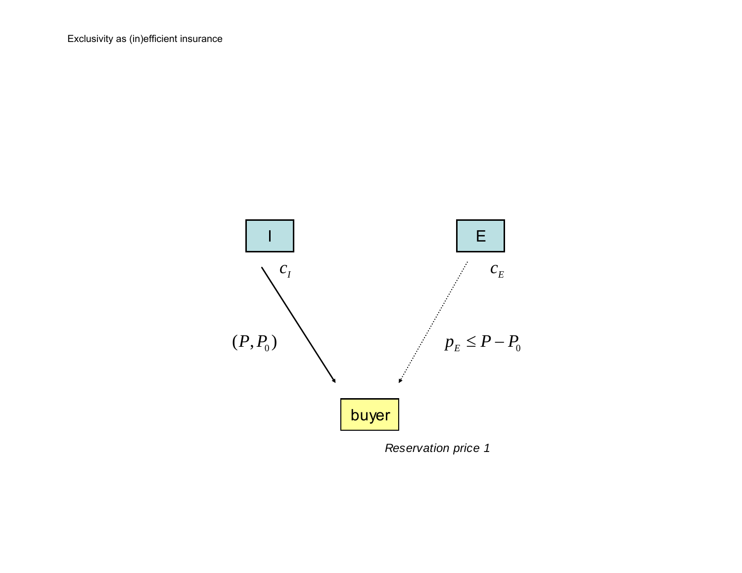Exclusivity as (in)efficient insurance

I

$c_I$

E

$c_E$

$(P, P_0)$

$p_E \leq P - P_0$

buyer

*Reservation price 1*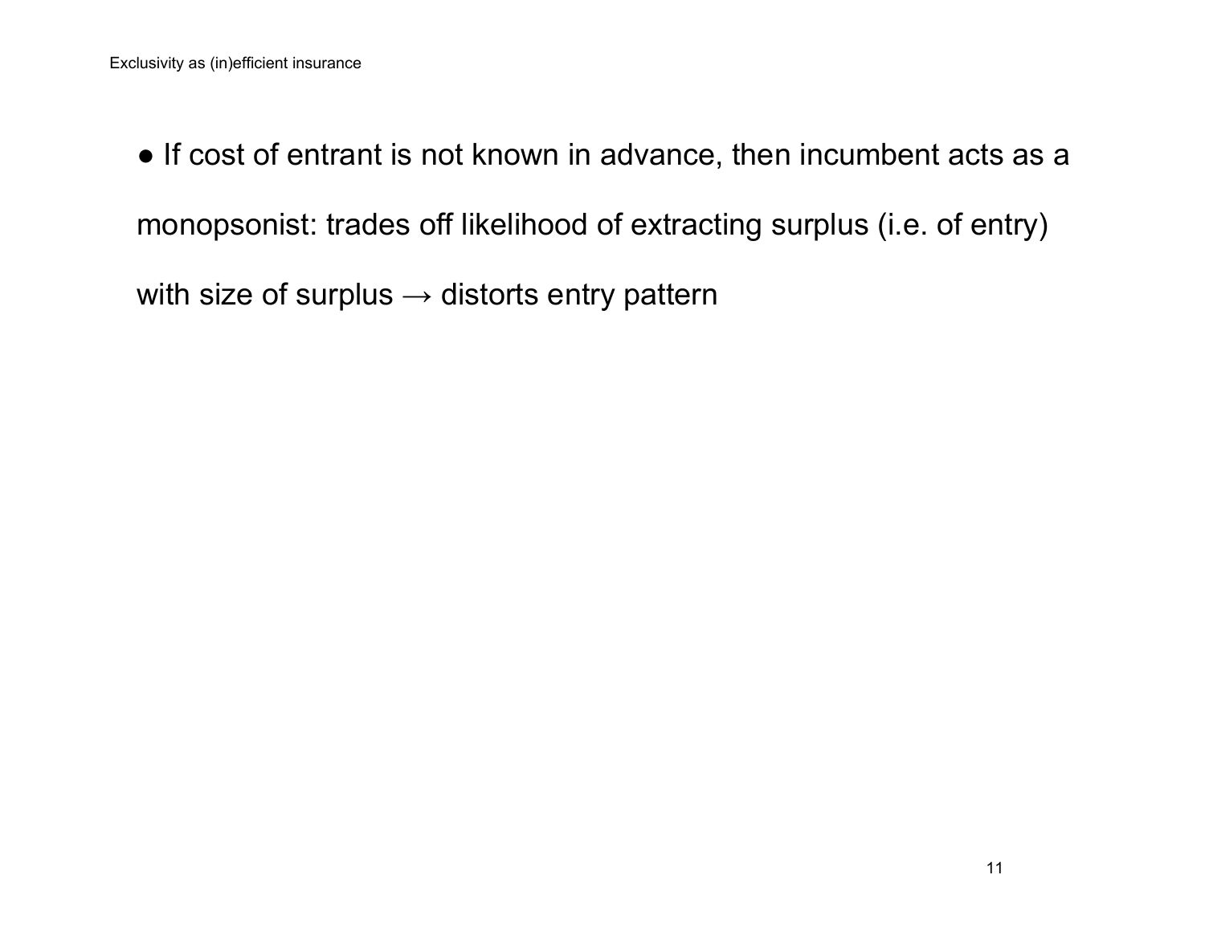- If cost of entrant is not known in advance, then incumbent acts as a monopsonist: trades off likelihood of extracting surplus (i.e. of entry) with size of surplus → distorts entry pattern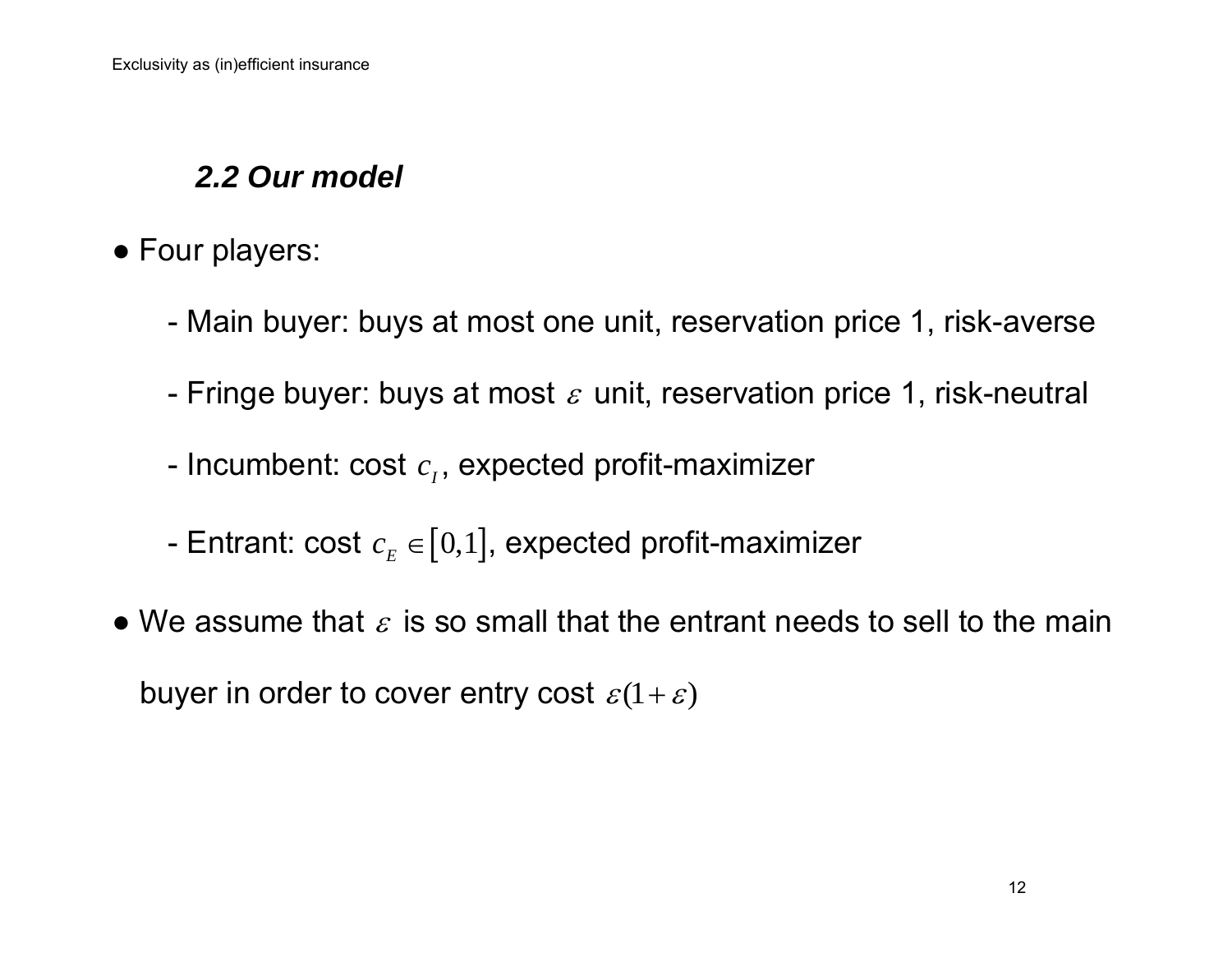### *2.2 Our model*

- Four players:
  - Main buyer: buys at most one unit, reservation price 1, risk-averse
  - Fringe buyer: buys at most $\varepsilon$ unit, reservation price 1, risk-neutral
  - Incumbent: cost $c_I$, expected profit-maximizer
  - Entrant: cost $c_E \in [0,1]$, expected profit-maximizer
- We assume that $\varepsilon$ is so small that the entrant needs to sell to the main buyer in order to cover entry cost $\varepsilon(1+\varepsilon)$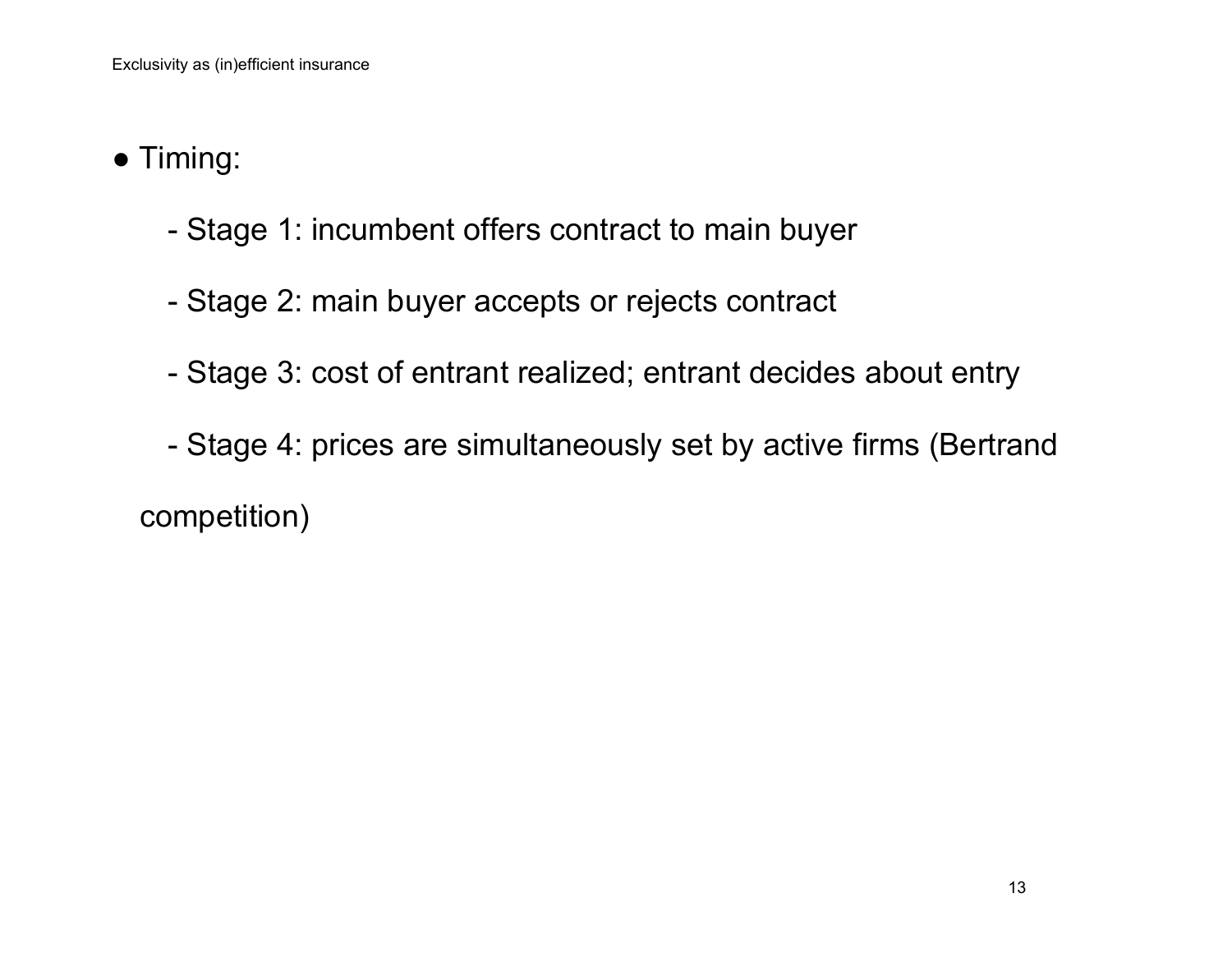- Timing:
  - Stage 1: incumbent offers contract to main buyer
  - Stage 2: main buyer accepts or rejects contract
  - Stage 3: cost of entrant realized; entrant decides about entry
  - Stage 4: prices are simultaneously set by active firms (Bertrand competition)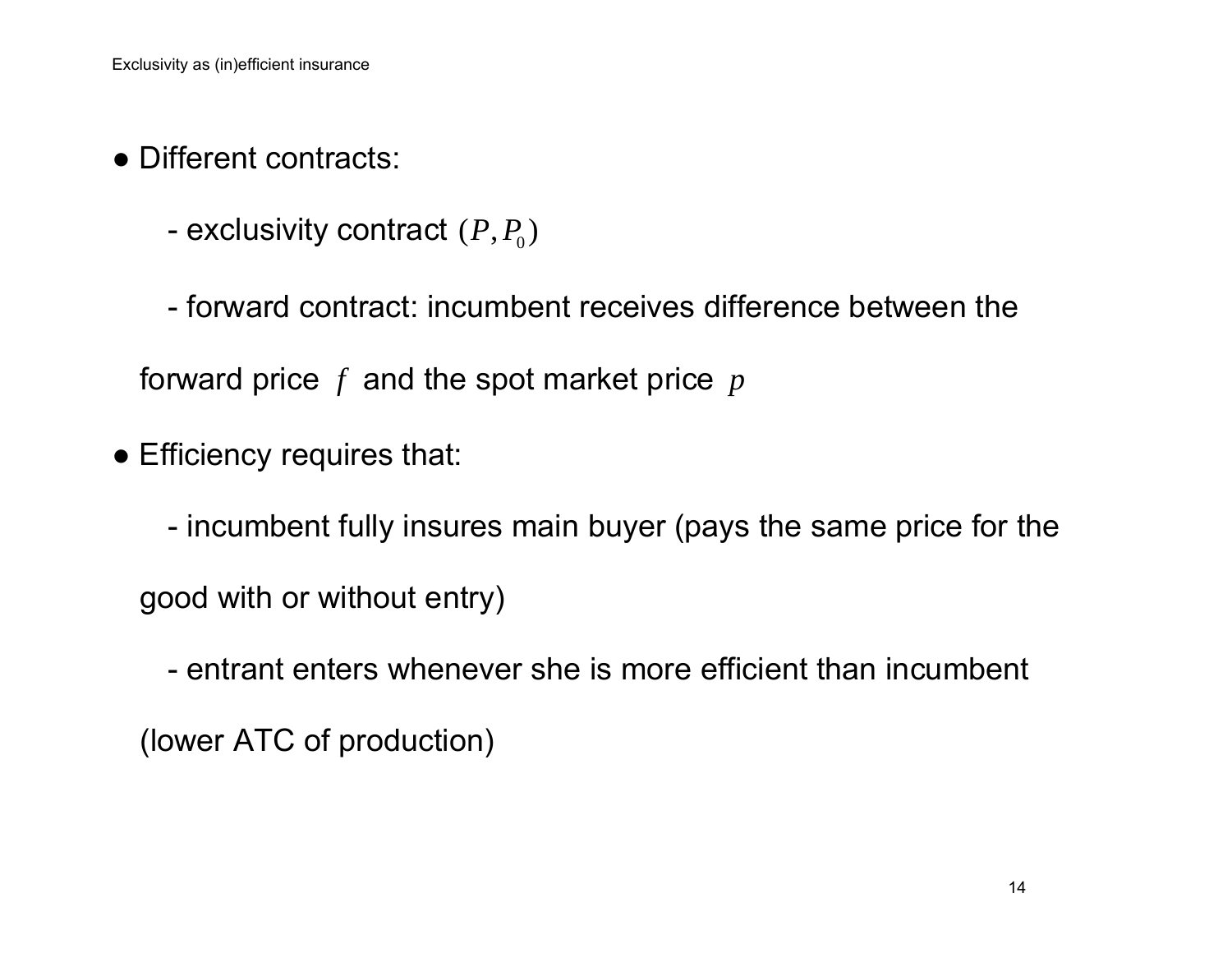- Different contracts:
  - exclusivity contract $(P, P_0)$
  - forward contract: incumbent receives difference between the forward price $f$ and the spot market price $p$
- Efficiency requires that:
  - incumbent fully insures main buyer (pays the same price for the good with or without entry)
  - entrant enters whenever she is more efficient than incumbent (lower ATC of production)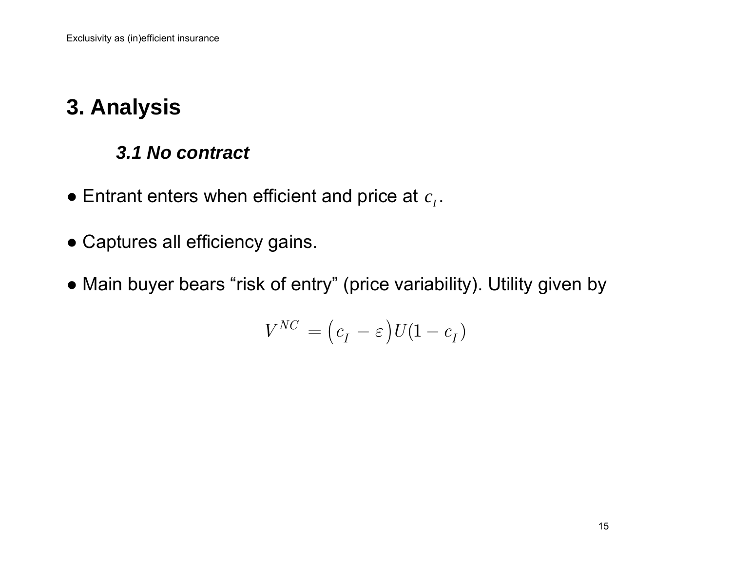# 3. Analysis

### *3.1 No contract*

- Entrant enters when efficient and price at $c_I$.
- Captures all efficiency gains.
- Main buyer bears "risk of entry" (price variability). Utility given by

$$V^{NC} = \left(c_I - \varepsilon\right)U(1 - c_I)$$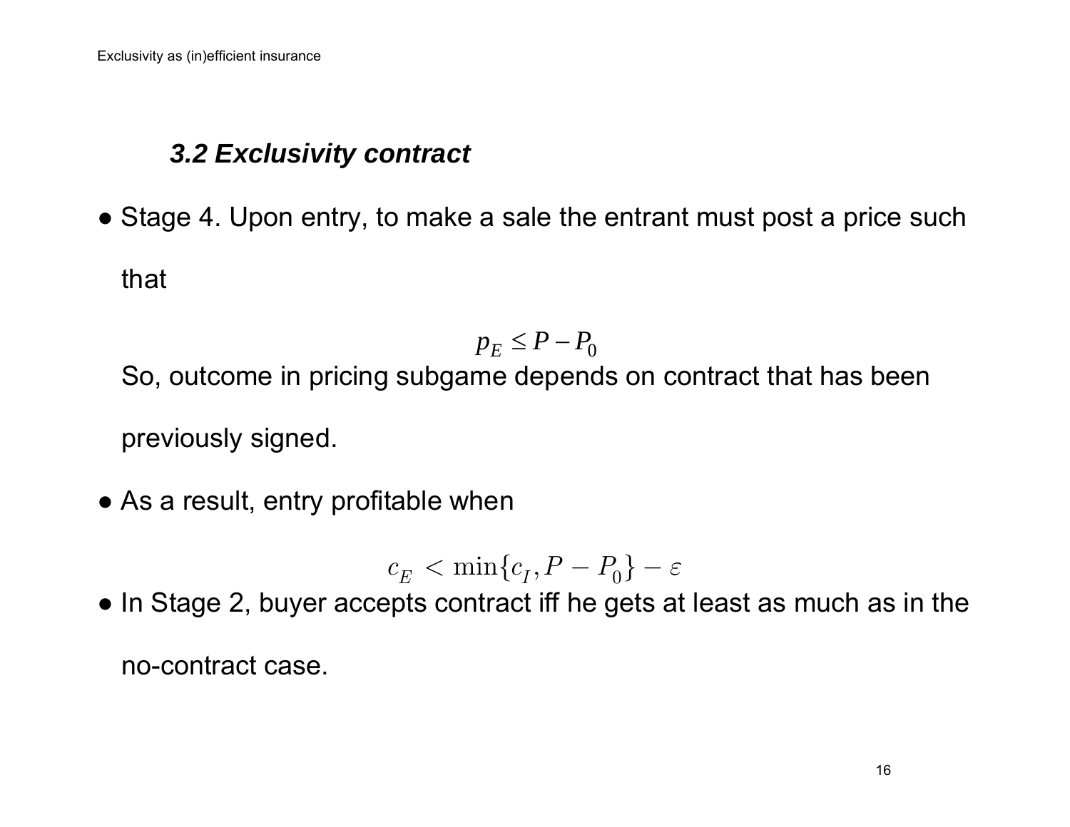### *3.2 Exclusivity contract*

- Stage 4. Upon entry, to make a sale the entrant must post a price such that

$$p_E \leq P - P_0$$

So, outcome in pricing subgame depends on contract that has been previously signed.

- As a result, entry profitable when

$$c_E < \min\{c_I, P - P_0\} - \varepsilon$$

- In Stage 2, buyer accepts contract iff he gets at least as much as in the no-contract case.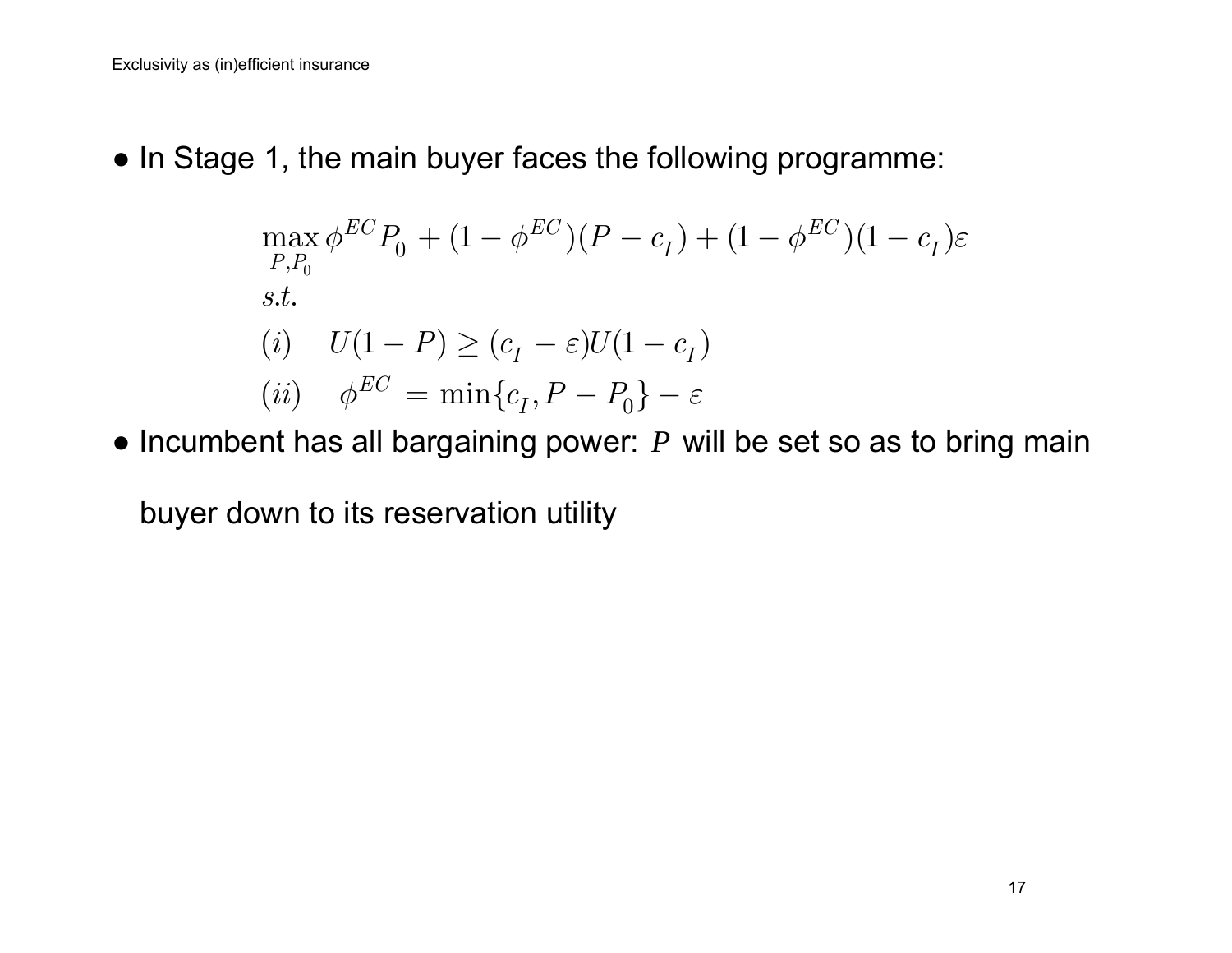- In Stage 1, the main buyer faces the following programme:

$$
\begin{aligned}
&\max_{P,P_0} \phi^{EC} P_0 + (1-\phi^{EC})(P - c_I) + (1-\phi^{EC})(1-c_I)\varepsilon \\
&s.t. \\
&(i) \quad U(1-P) \geq (c_I - \varepsilon) U(1-c_I) \\
&(ii) \quad \phi^{EC} = \min\{c_I, P - P_0\} - \varepsilon
\end{aligned}
$$

- Incumbent has all bargaining power: $P$ will be set so as to bring main buyer down to its reservation utility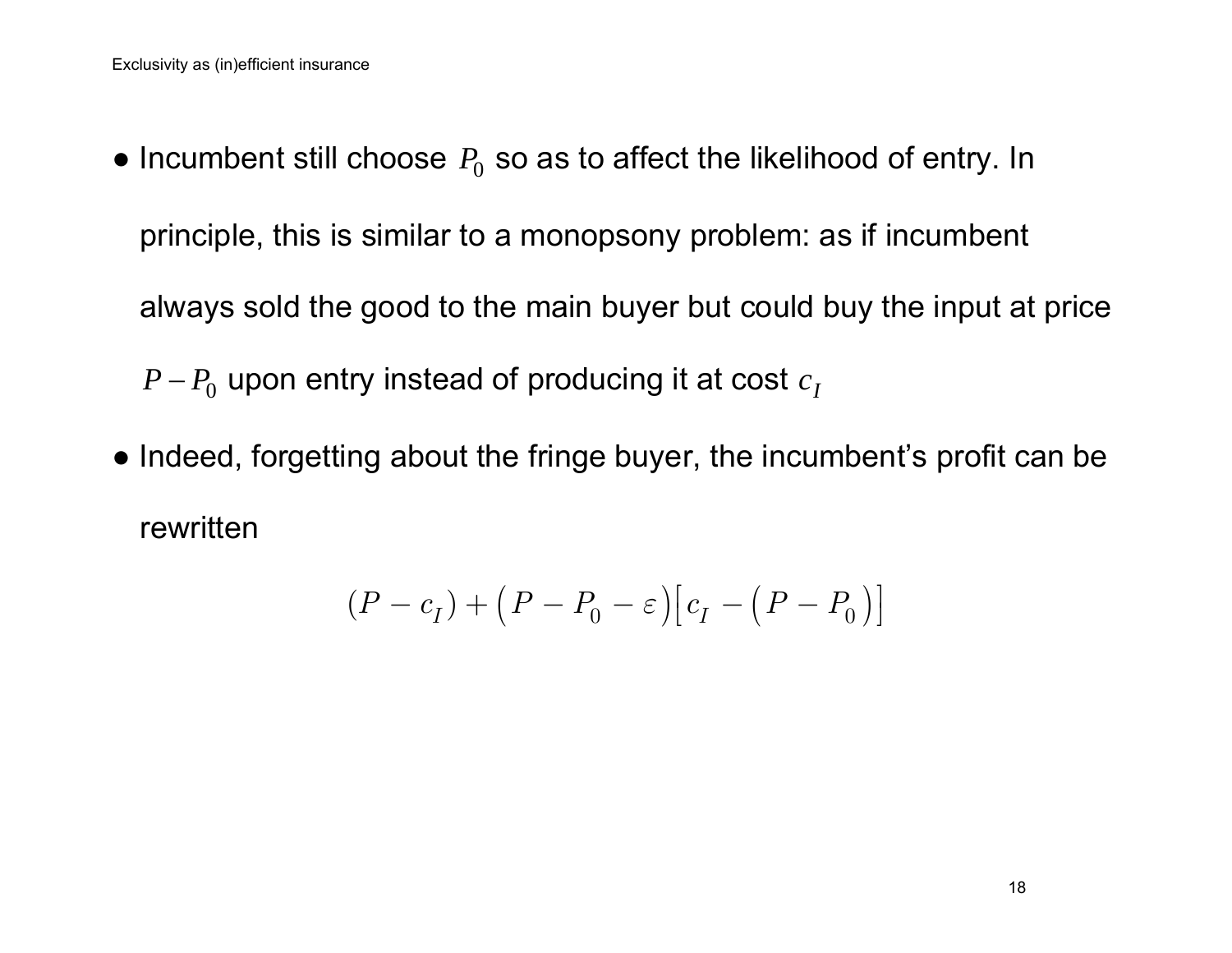- Incumbent still choose $P_0$ so as to affect the likelihood of entry. In principle, this is similar to a monopsony problem: as if incumbent always sold the good to the main buyer but could buy the input at price $P - P_0$ upon entry instead of producing it at cost $c_I$
- Indeed, forgetting about the fringe buyer, the incumbent's profit can be rewritten

$$(P - c_I) + \left(P - P_0 - \varepsilon\right)\left[c_I - \left(P - P_0\right)\right]$$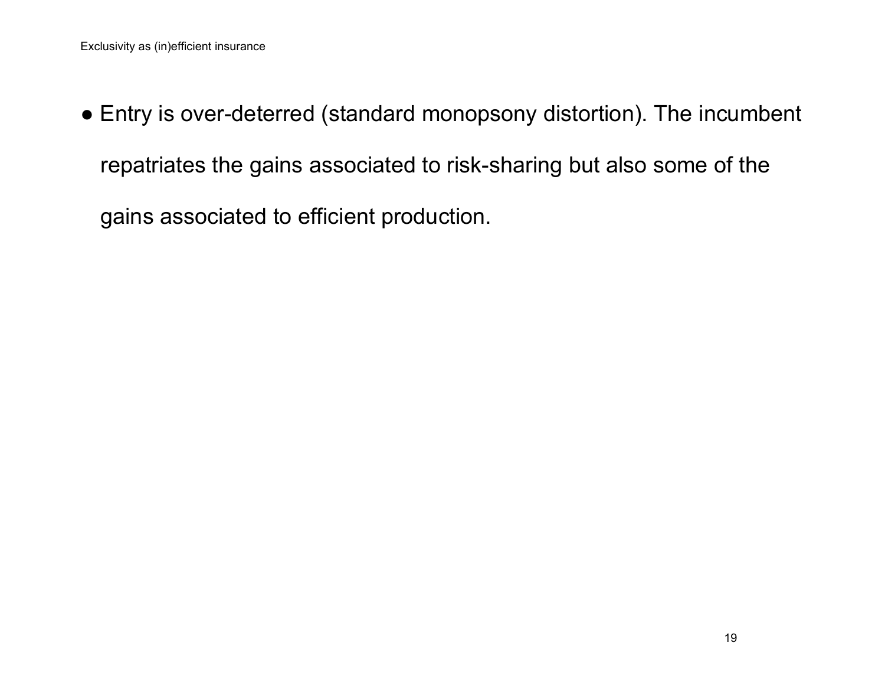- Entry is over-deterred (standard monopsony distortion). The incumbent repatriates the gains associated to risk-sharing but also some of the gains associated to efficient production.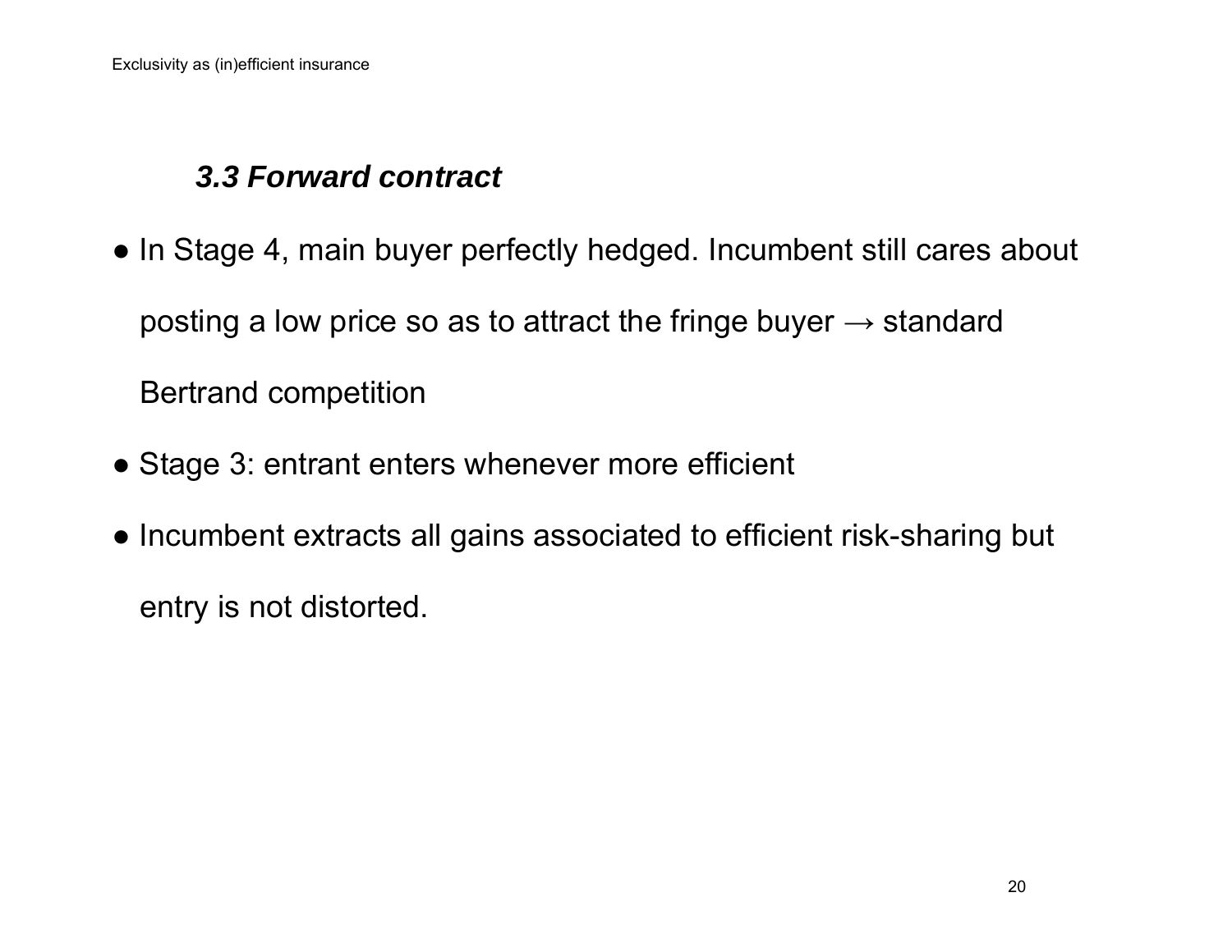### *3.3 Forward contract*

- In Stage 4, main buyer perfectly hedged. Incumbent still cares about posting a low price so as to attract the fringe buyer → standard Bertrand competition
- Stage 3: entrant enters whenever more efficient
- Incumbent extracts all gains associated to efficient risk-sharing but entry is not distorted.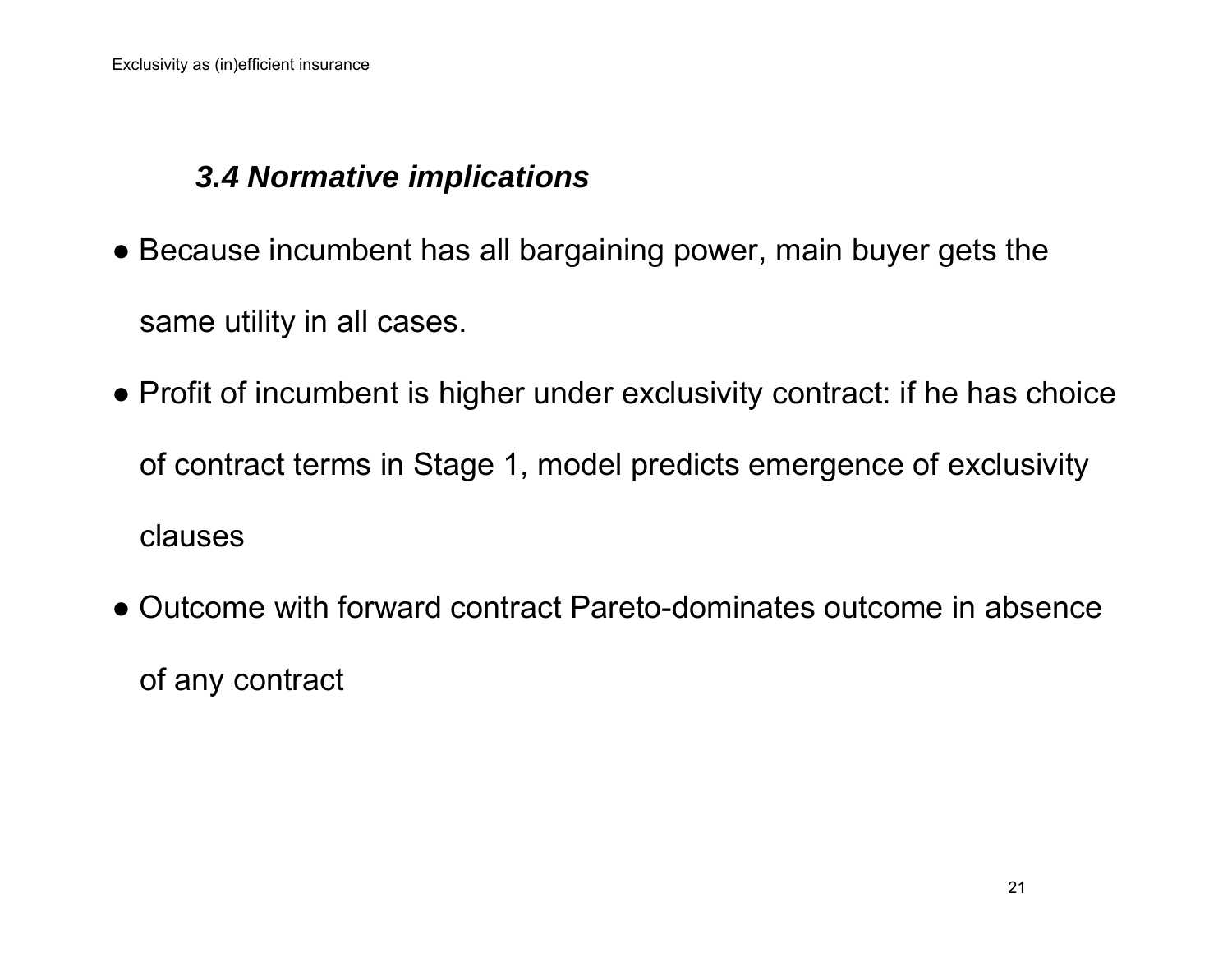### *3.4 Normative implications*

- Because incumbent has all bargaining power, main buyer gets the same utility in all cases.
- Profit of incumbent is higher under exclusivity contract: if he has choice of contract terms in Stage 1, model predicts emergence of exclusivity clauses
- Outcome with forward contract Pareto-dominates outcome in absence of any contract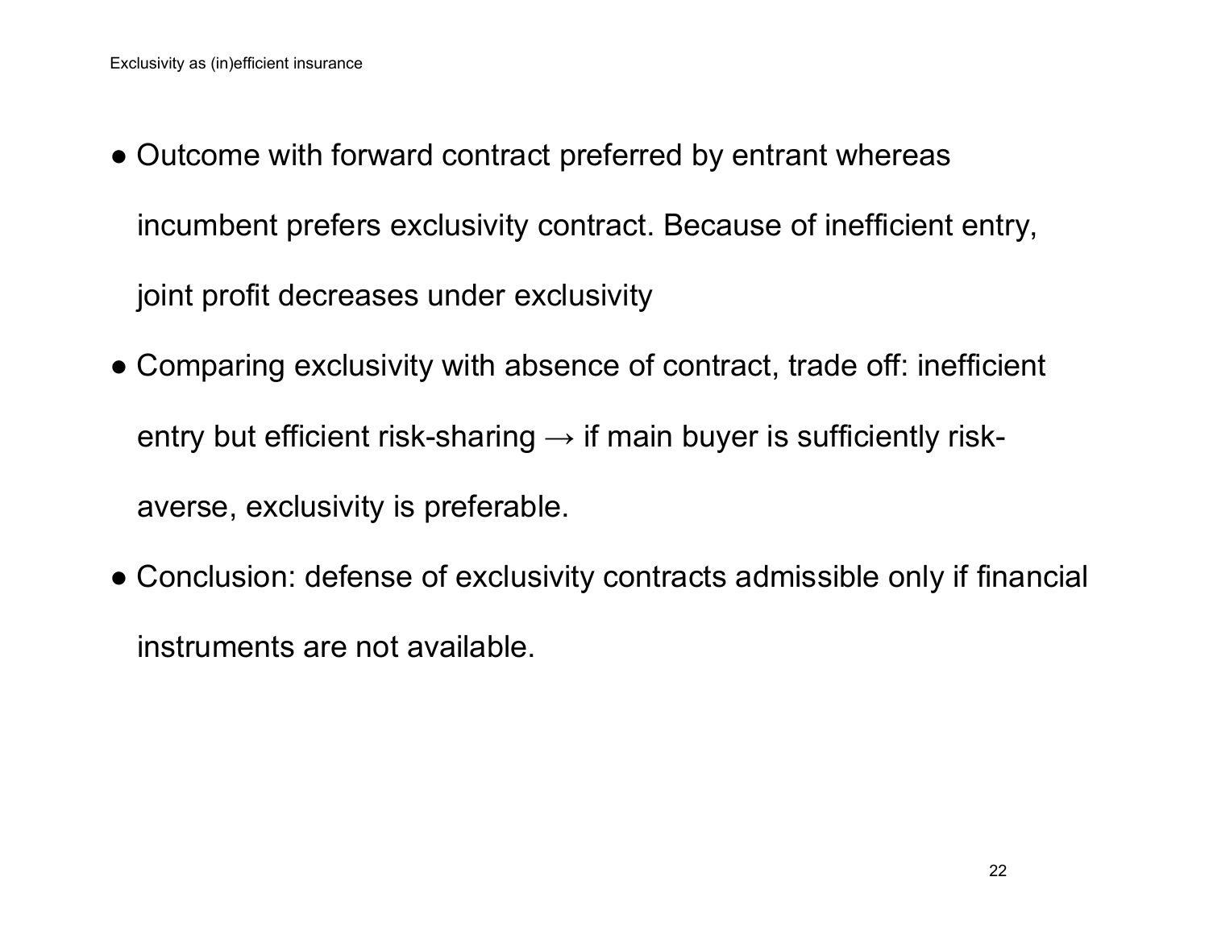- Outcome with forward contract preferred by entrant whereas incumbent prefers exclusivity contract. Because of inefficient entry, joint profit decreases under exclusivity
- Comparing exclusivity with absence of contract, trade off: inefficient entry but efficient risk-sharing → if main buyer is sufficiently risk-averse, exclusivity is preferable.
- Conclusion: defense of exclusivity contracts admissible only if financial instruments are not available.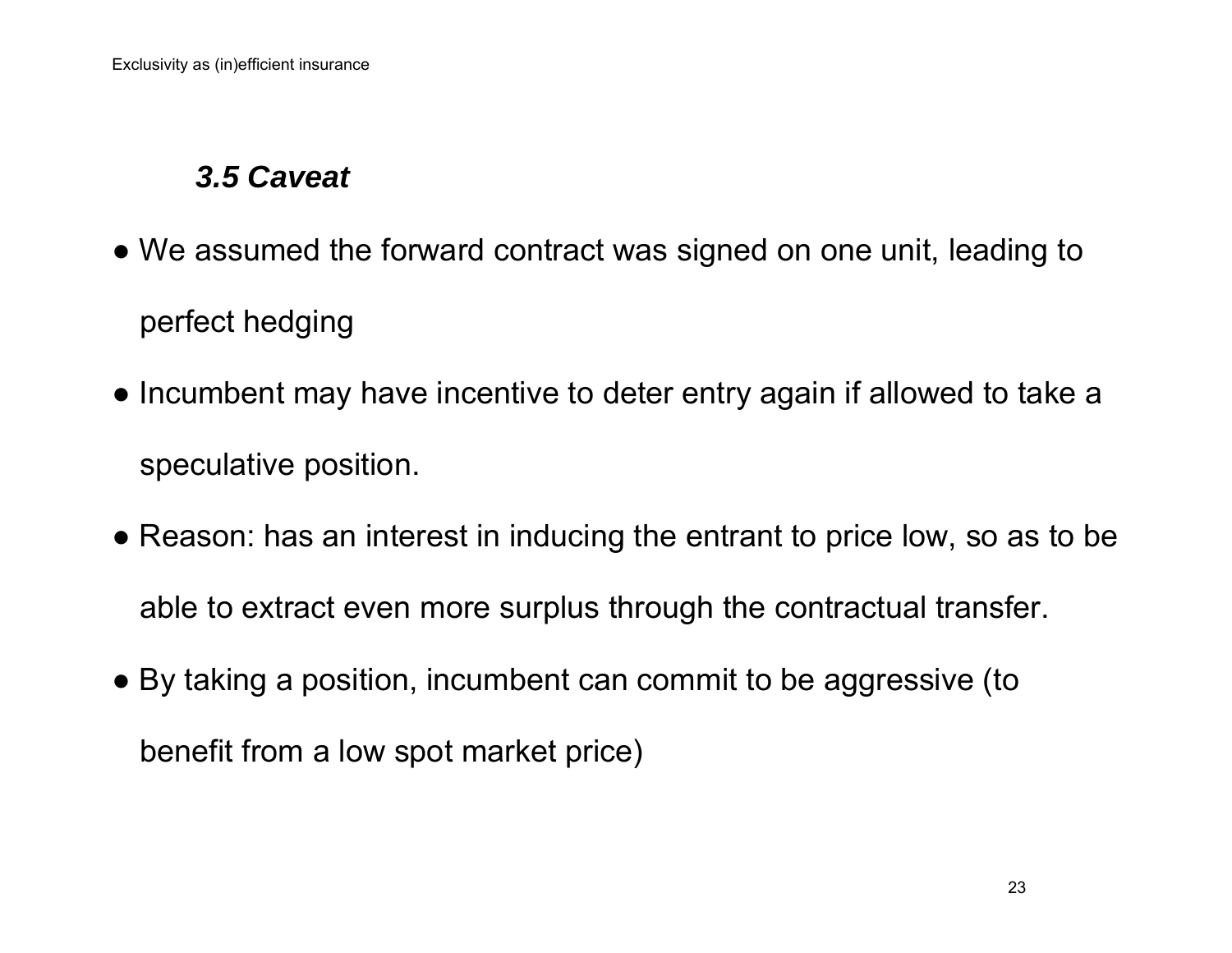### *3.5 Caveat*

- We assumed the forward contract was signed on one unit, leading to perfect hedging
- Incumbent may have incentive to deter entry again if allowed to take a speculative position.
- Reason: has an interest in inducing the entrant to price low, so as to be able to extract even more surplus through the contractual transfer.
- By taking a position, incumbent can commit to be aggressive (to benefit from a low spot market price)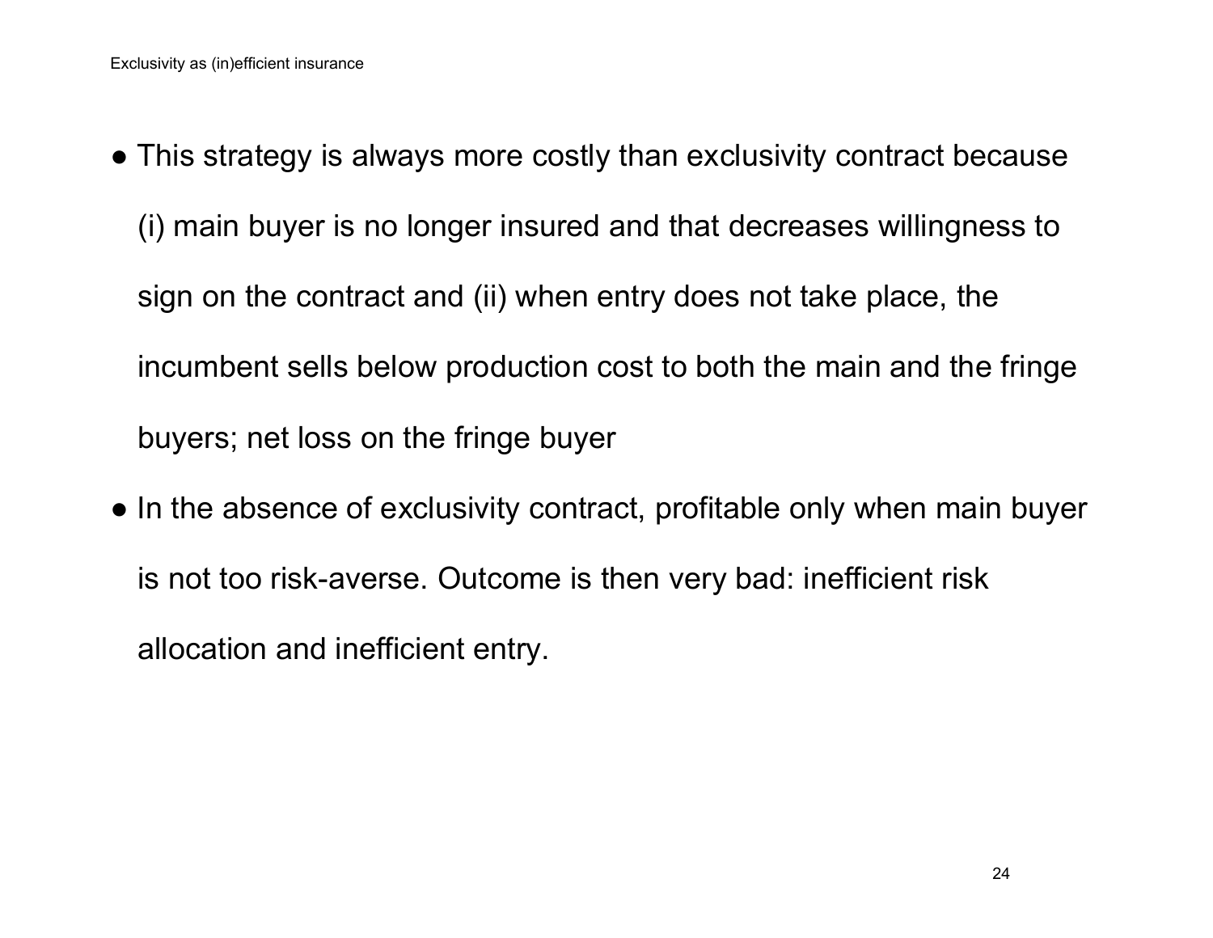- This strategy is always more costly than exclusivity contract because (i) main buyer is no longer insured and that decreases willingness to sign on the contract and (ii) when entry does not take place, the incumbent sells below production cost to both the main and the fringe buyers; net loss on the fringe buyer
- In the absence of exclusivity contract, profitable only when main buyer is not too risk-averse. Outcome is then very bad: inefficient risk allocation and inefficient entry.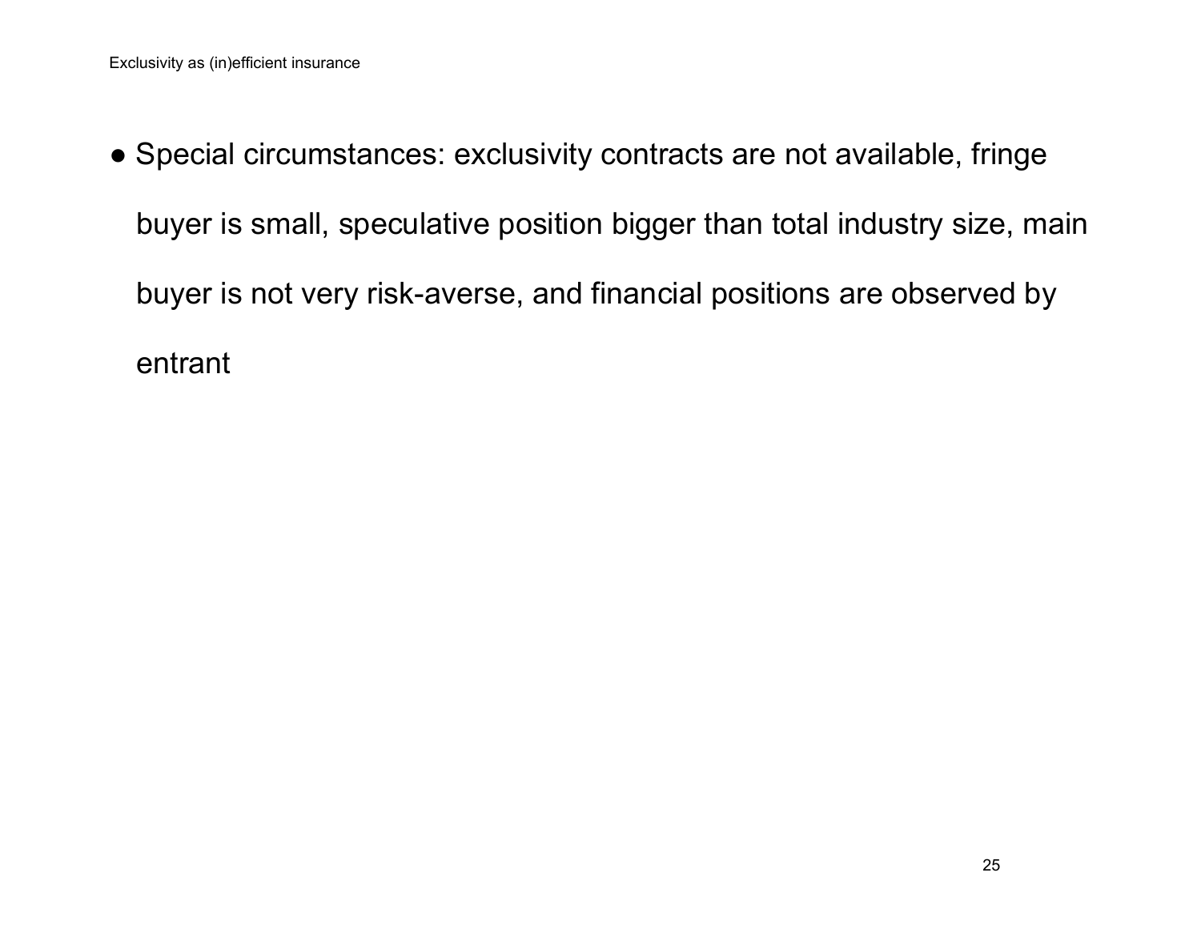- Special circumstances: exclusivity contracts are not available, fringe buyer is small, speculative position bigger than total industry size, main buyer is not very risk-averse, and financial positions are observed by entrant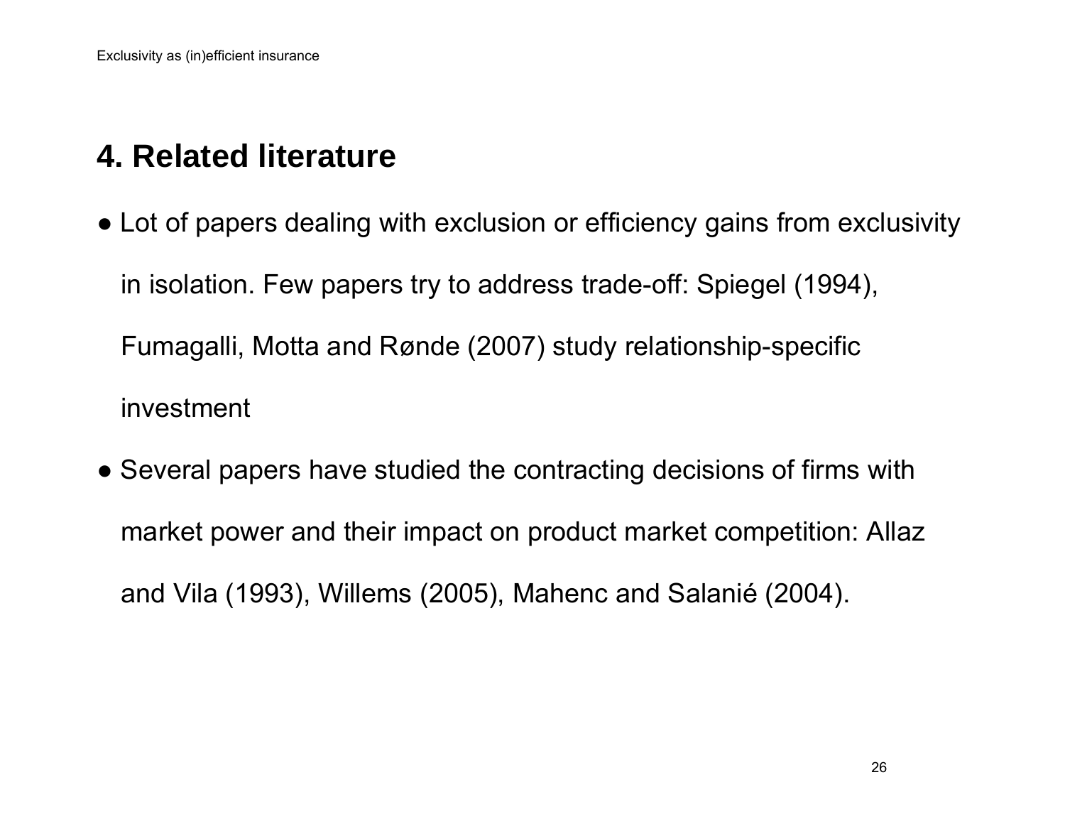## 4. Related literature

- Lot of papers dealing with exclusion or efficiency gains from exclusivity in isolation. Few papers try to address trade-off: Spiegel (1994), Fumagalli, Motta and Rønde (2007) study relationship-specific investment
- Several papers have studied the contracting decisions of firms with market power and their impact on product market competition: Allaz and Vila (1993), Willems (2005), Mahenc and Salanié (2004).